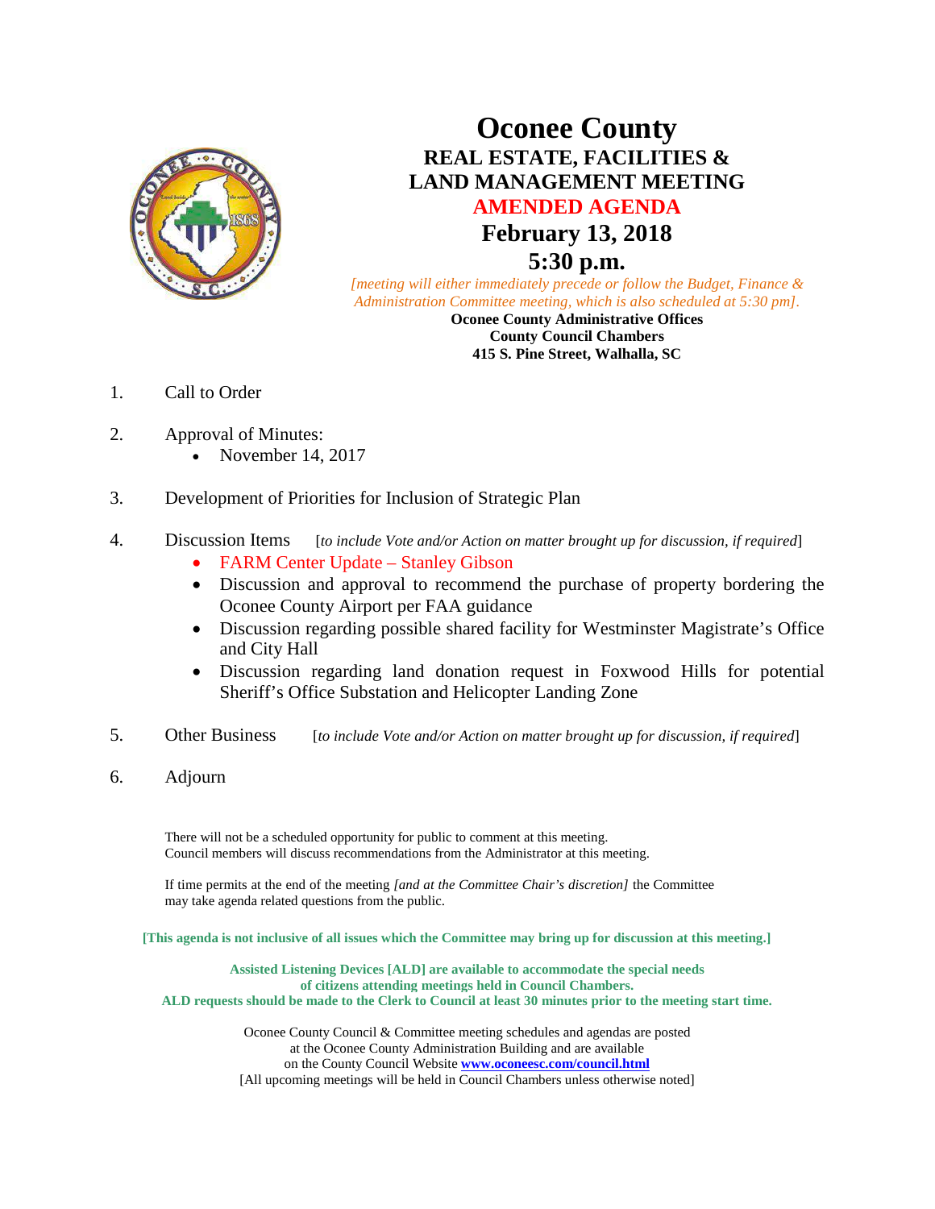# Oconee County

## REAL ESTATE, FACILITIES & LAND MANAGEMENT MEETING

## AMENDED AGENDA

## February 13, 2018

## 5:30 p.m.

*[meeting will either immediately precede or follow the Budget, Finance & Administration Committee meeting, which is also scheduled at 5:30 pm].*

**Oconee County Administrative Offices**
**County Council Chambers**
**415 S. Pine Street, Walhalla, SC**

1. Call to Order

2. Approval of Minutes:
   - November 14, 2017

3. Development of Priorities for Inclusion of Strategic Plan

4. Discussion Items [*to include Vote and/or Action on matter brought up for discussion, if required*]
   - FARM Center Update – Stanley Gibson
   - Discussion and approval to recommend the purchase of property bordering the Oconee County Airport per FAA guidance
   - Discussion regarding possible shared facility for Westminster Magistrate's Office and City Hall
   - Discussion regarding land donation request in Foxwood Hills for potential Sheriff's Office Substation and Helicopter Landing Zone

5. Other Business [*to include Vote and/or Action on matter brought up for discussion, if required*]

6. Adjourn

There will not be a scheduled opportunity for public to comment at this meeting.
Council members will discuss recommendations from the Administrator at this meeting.

If time permits at the end of the meeting *[and at the Committee Chair's discretion]* the Committee may take agenda related questions from the public.

**[This agenda is not inclusive of all issues which the Committee may bring up for discussion at this meeting.]**

**Assisted Listening Devices [ALD] are available to accommodate the special needs of citizens attending meetings held in Council Chambers.**
**ALD requests should be made to the Clerk to Council at least 30 minutes prior to the meeting start time.**

Oconee County Council & Committee meeting schedules and agendas are posted at the Oconee County Administration Building and are available on the County Council Website **www.oconeesc.com/council.html**
[All upcoming meetings will be held in Council Chambers unless otherwise noted]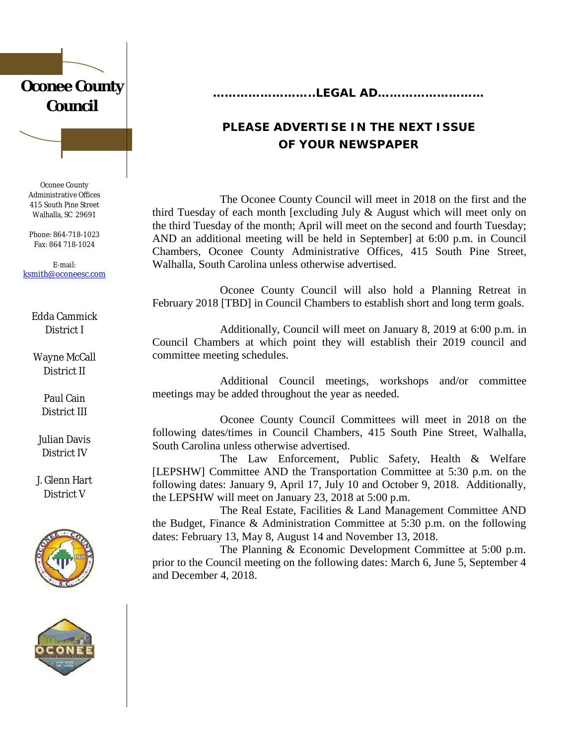# Oconee County Council

Oconee County
Administrative Offices
415 South Pine Street
Walhalla, SC 29691

Phone: 864-718-1023
Fax: 864 718-1024

E-mail:
ksmith@oconeesc.com

Edda Cammick
District I

Wayne McCall
District II

Paul Cain
District III

Julian Davis
District IV

J. Glenn Hart
District V

**……………………..LEGAL AD……………………..**

**PLEASE ADVERTISE IN THE NEXT ISSUE OF YOUR NEWSPAPER**

The Oconee County Council will meet in 2018 on the first and the third Tuesday of each month [excluding July & August which will meet only on the third Tuesday of the month; April will meet on the second and fourth Tuesday; AND an additional meeting will be held in September] at 6:00 p.m. in Council Chambers, Oconee County Administrative Offices, 415 South Pine Street, Walhalla, South Carolina unless otherwise advertised.

Oconee County Council will also hold a Planning Retreat in February 2018 [TBD] in Council Chambers to establish short and long term goals.

Additionally, Council will meet on January 8, 2019 at 6:00 p.m. in Council Chambers at which point they will establish their 2019 council and committee meeting schedules.

Additional Council meetings, workshops and/or committee meetings may be added throughout the year as needed.

Oconee County Council Committees will meet in 2018 on the following dates/times in Council Chambers, 415 South Pine Street, Walhalla, South Carolina unless otherwise advertised.

The Law Enforcement, Public Safety, Health & Welfare [LEPSHW] Committee AND the Transportation Committee at 5:30 p.m. on the following dates: January 9, April 17, July 10 and October 9, 2018. Additionally, the LEPSHW will meet on January 23, 2018 at 5:00 p.m.

The Real Estate, Facilities & Land Management Committee AND the Budget, Finance & Administration Committee at 5:30 p.m. on the following dates: February 13, May 8, August 14 and November 13, 2018.

The Planning & Economic Development Committee at 5:00 p.m. prior to the Council meeting on the following dates: March 6, June 5, September 4 and December 4, 2018.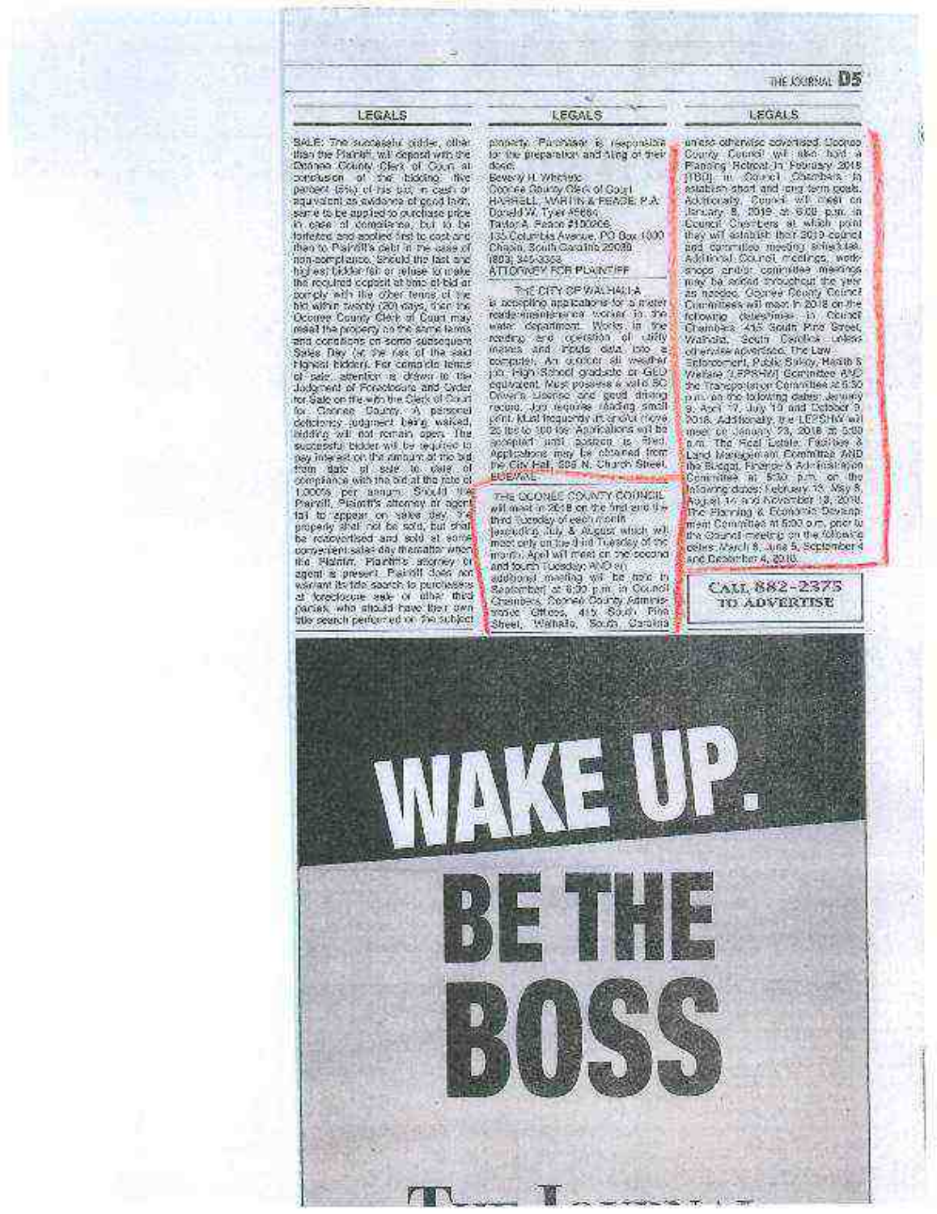## LEGALS

SALE: The successful bidder, other than the Plaintiff, will deposit with the Oconee County Clerk of Court at conclusion of the bidding, five percent (5%) of his bid, in cash or equivalent as evidence of good faith, same to be applied to purchase price in case of compliance, but to be forfeited and applied first to cost and then to Plaintiff's debt in the case of non-compliance. Should the last and highest bidder fail or refuse to make the required deposit at time of bid or comply with the other terms of the bid within twenty (20) days, then the Oconee County Clerk of Court may resell the property on the same terms and conditions on some subsequent Sales Day (at the risk of the said highest bidder). For complete terms of sale, attention is drawn to the Judgment of Foreclosure and Order for Sale on file with the Clerk of Court for Oconee County. A personal deficiency judgment being waived, bidding will not remain open. The successful bidder will be required to pay interest on the amount of the bid from date of sale to date of compliance with the bid at the rate of 1.000% per annum. Should the Plaintiff, Plaintiff's attorney or agent fail to appear on sales day, the property shall not be sold, but shall be readvertised and sold at some convenient sales day thereafter when the Plaintiff, Plaintiff's attorney or agent is present. Plaintiff does not warrant its title search to purchasers at foreclosure sale or other third parties, who should have their own title search performed on the subject property. Purchaser is responsible for the preparation and filing of their deed.

Beverly H. Whitfield
Oconee County Clerk of Court
HARRELL, MARTIN & PEACE, P.A.
Donald W. Tyler #5664
Taylor A. Peace #100206
135 Columbia Avenue, PO Box 1000
Chapin, South Carolina 29036
(803) 345-3353
ATTORNEY FOR PLAINTIFF

THE CITY OF WALHALLA is accepting applications for a meter reader-maintenance worker in the water department. Works in the reading and operation of utility meters and inputs data into a computer. An outdoor all weather job. High School graduate or GED equivalent. Must possess a valid SC Driver's License and good driving record. Job requires reading small print. Must frequently lift and/or move 25 lbs to 100 lbs. Applications will be accepted until position is filled. Applications may be obtained from the City Hall, 206 N. Church Street. EOE/AA

THE OCONEE COUNTY COUNCIL will meet in 2018 on the first and the third Tuesday of each month [excluding July & August which will meet only on the third Tuesday of the month. April will meet on the second and fourth Tuesday] AND an additional meeting will be held in September] at 6:00 p.m. in Council Chambers, Oconee County Administrative Offices, 415 South Pine Street, Walhalla, South Carolina unless otherwise advertised. Oconee County Council will also hold a Planning Retreat in February 2018 [TBD] in Council Chambers to establish short and long term goals. Additionally, Council will meet on January 8, 2019 at 6:00 p.m. in Council Chambers at which point they will establish their 2019 council and committee meeting schedules. Additional Council meetings, workshops and/or committee meetings may be added throughout the year as needed. Oconee County Council Committees will meet in 2018 on the following dates/times in Council Chambers, 415 South Pine Street, Walhalla, South Carolina unless otherwise advertised: The Law Enforcement, Public Safety, Health & Welfare [LEPSHW] Committee AND the Transportation Committee at 5:30 p.m. on the following dates: January 9, April 17, July 10 and October 2, 2018. Additionally, the LEPSHW will meet on January 23, 2018 at 5:30 p.m. The Real Estate, Facilities & Land Management Committee AND the Budget, Finance & Administration Committee at 5:30 p.m. on the following dates: February 13, May 8, August 14 and November 13, 2018. The Planning & Economic Development Committee at 5:00 p.m. prior to the Council meeting on the following dates: March 6, June 5, September 4 and December 4, 2018.

**CALL 882-2375 TO ADVERTISE**

WAKE UP.
BE THE
BOSS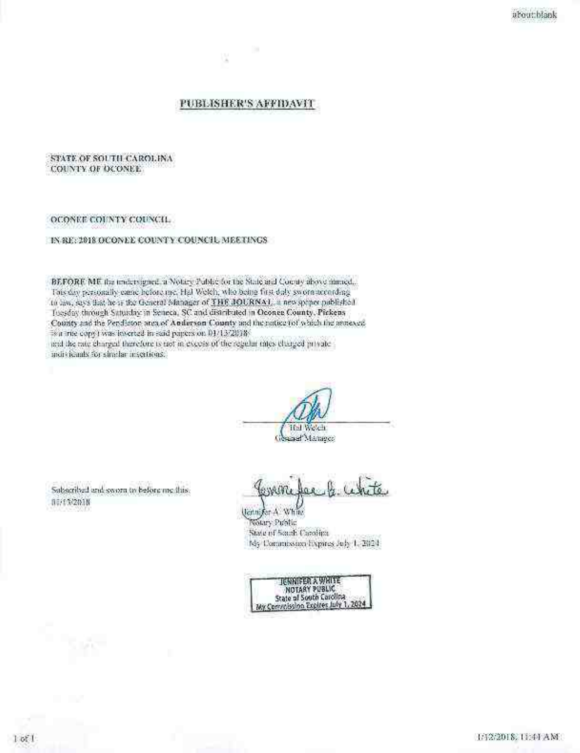# PUBLISHER'S AFFIDAVIT

STATE OF SOUTH CAROLINA
COUNTY OF OCONEE

OCONEE COUNTY COUNCIL

IN RE: 2018 OCONEE COUNTY COUNCIL MEETINGS

**BEFORE ME** the undersigned, a Notary Public for the State and County above named, This day personally came before me, Hal Welch, who being first duly sworn according to law, says that he is the General Manager of **THE JOURNAL**, a newspaper published Tuesday through Saturday in Seneca, SC and distributed in **Oconee County**, **Pickens County** and the Pendleton area of **Anderson County** and the notice (of which the annexed is a true copy) was inserted in said papers on 01/13/2018 and the rate charged therefore is not in excess of the regular rates charged private individuals for similar insertions.

Hal Welch
General Manager

Subscribed and sworn to before me this
01/13/2018

Jennifer A. White
Notary Public
State of South Carolina
My Commission Expires July 1, 2024

JENNIFER A WHITE
NOTARY PUBLIC
State of South Carolina
My Commission Expires July 1, 2024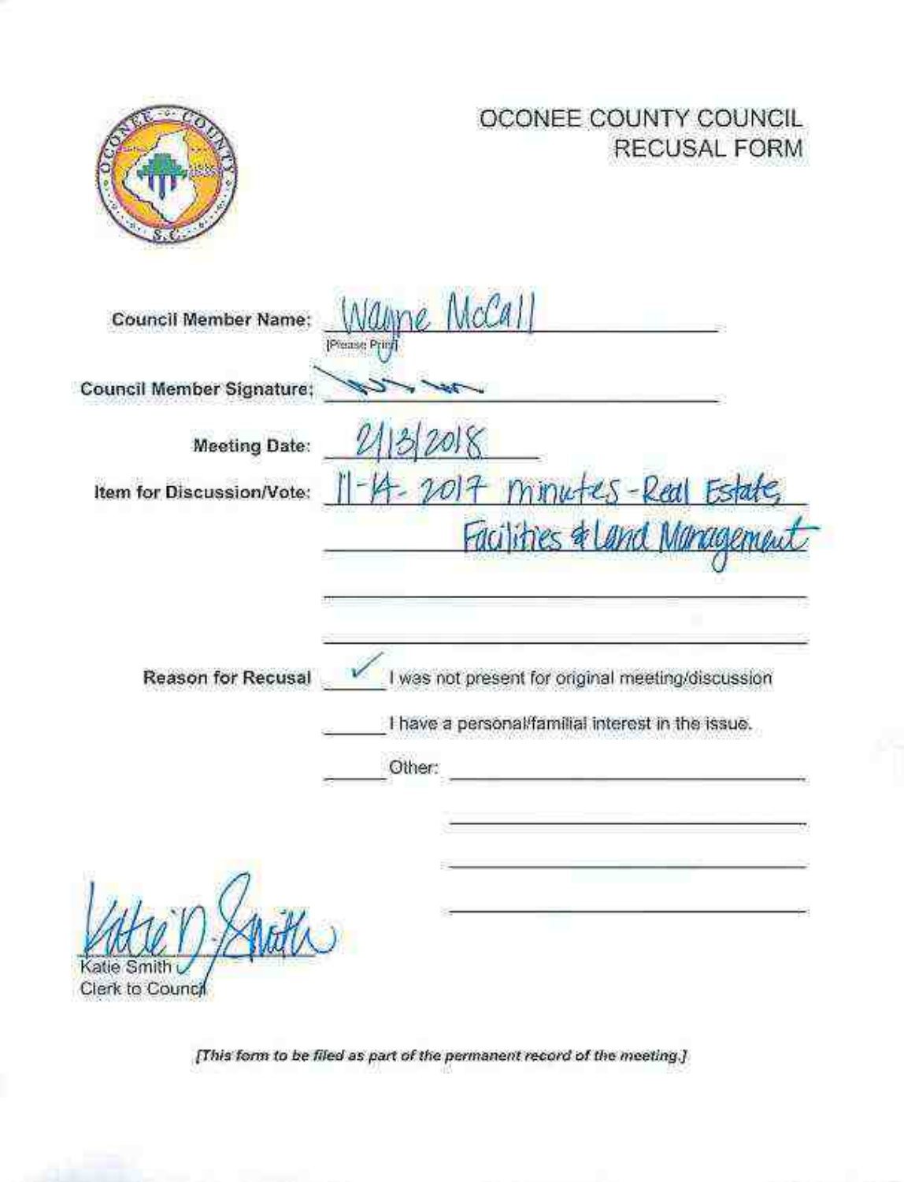# OCONEE COUNTY COUNCIL RECUSAL FORM

**Council Member Name:** Wayne McCall
[Please Print]

**Council Member Signature:** ____________________

**Meeting Date:** 2/13/2018

**Item for Discussion/Vote:** 11-14-2017 minutes - Real Estate, Facilities & Land Management

**Reason for Recusal**

✓ I was not present for original meeting/discussion

\_\_\_\_ I have a personal/familial interest in the issue.

\_\_\_\_ Other: ____________________

Katie Smith
Clerk to Council

*[This form to be filed as part of the permanent record of the meeting.]*